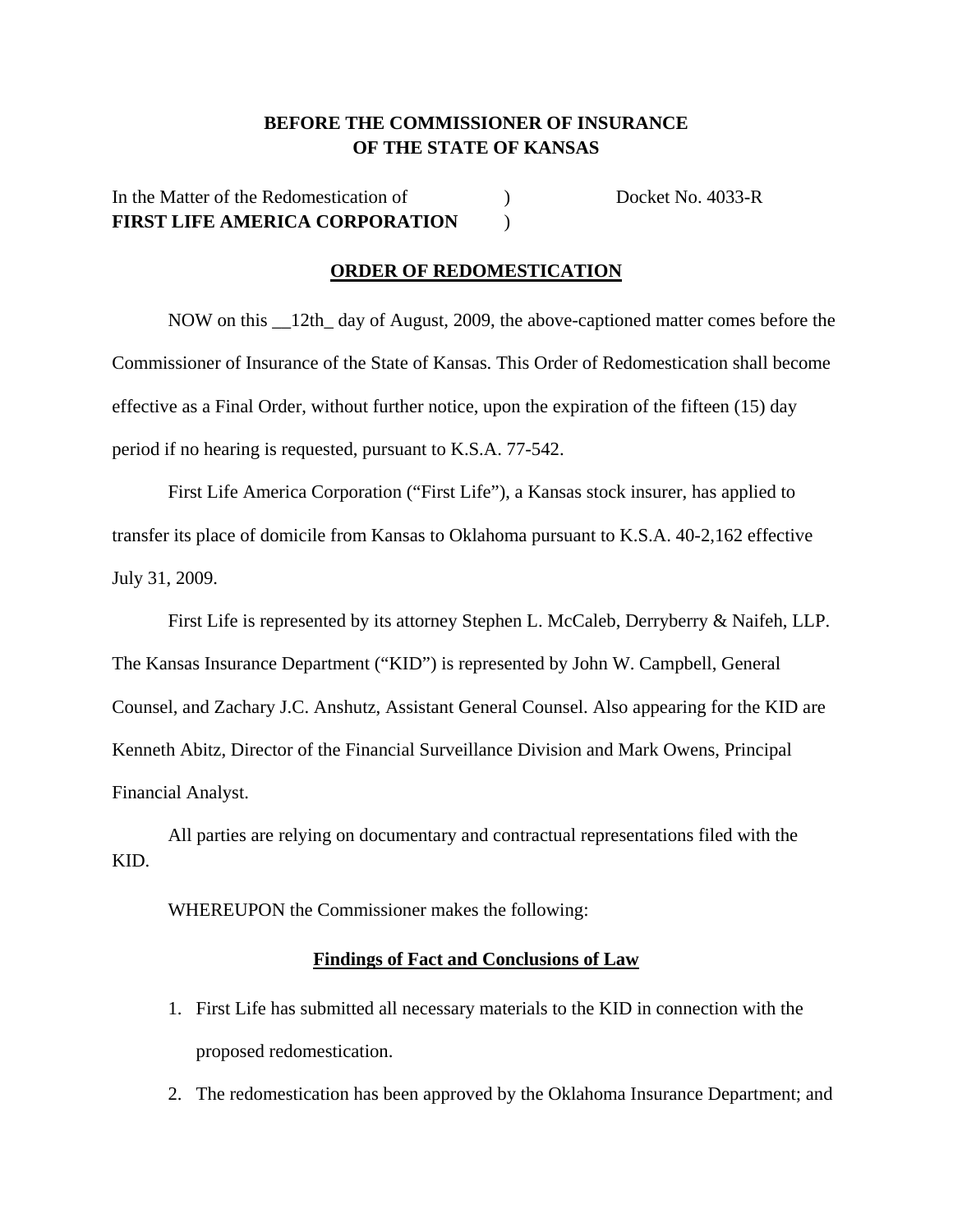**BEFORE THE COMMISSIONER OF INSURANCE**
**OF THE STATE OF KANSAS**

In the Matter of the Redomestication of ) Docket No. 4033-R
**FIRST LIFE AMERICA CORPORATION** )

## ORDER OF REDOMESTICATION

NOW on this __12th_ day of August, 2009, the above-captioned matter comes before the Commissioner of Insurance of the State of Kansas. This Order of Redomestication shall become effective as a Final Order, without further notice, upon the expiration of the fifteen (15) day period if no hearing is requested, pursuant to K.S.A. 77-542.

First Life America Corporation ("First Life"), a Kansas stock insurer, has applied to transfer its place of domicile from Kansas to Oklahoma pursuant to K.S.A. 40-2,162 effective July 31, 2009.

First Life is represented by its attorney Stephen L. McCaleb, Derryberry & Naifeh, LLP. The Kansas Insurance Department ("KID") is represented by John W. Campbell, General Counsel, and Zachary J.C. Anshutz, Assistant General Counsel. Also appearing for the KID are Kenneth Abitz, Director of the Financial Surveillance Division and Mark Owens, Principal Financial Analyst.

All parties are relying on documentary and contractual representations filed with the KID.

WHEREUPON the Commissioner makes the following:

### Findings of Fact and Conclusions of Law

1. First Life has submitted all necessary materials to the KID in connection with the proposed redomestication.
2. The redomestication has been approved by the Oklahoma Insurance Department; and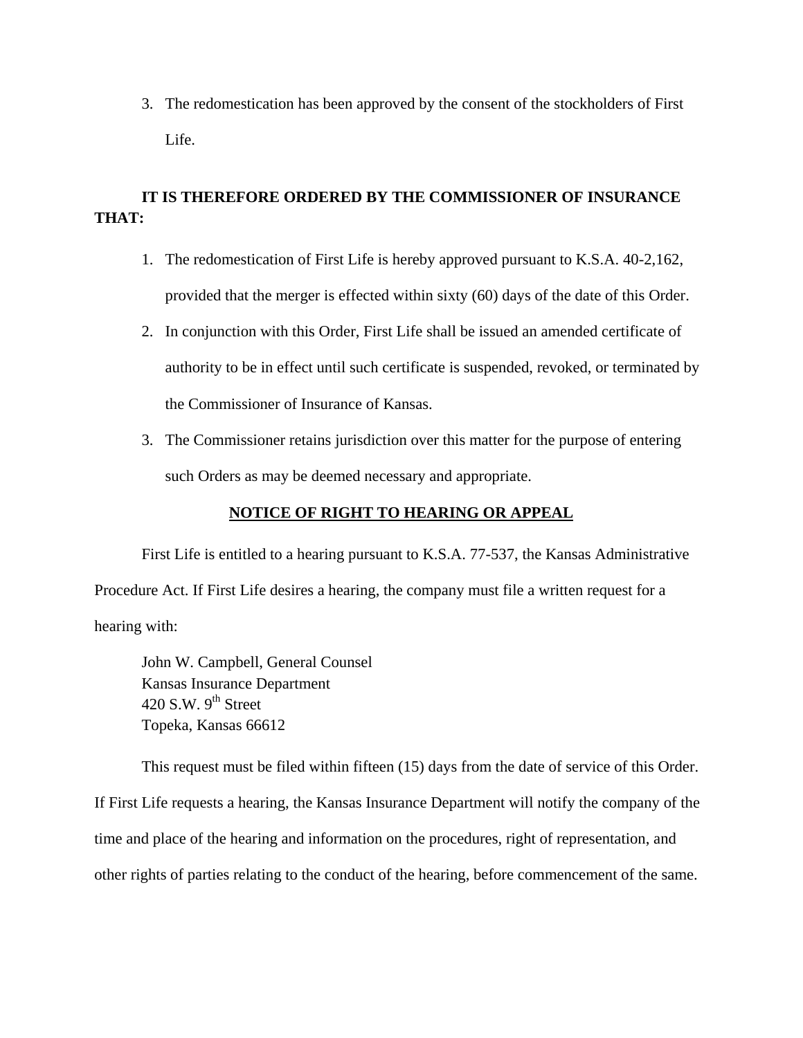3. The redomestication has been approved by the consent of the stockholders of First Life.

**IT IS THEREFORE ORDERED BY THE COMMISSIONER OF INSURANCE THAT:**

1. The redomestication of First Life is hereby approved pursuant to K.S.A. 40-2,162, provided that the merger is effected within sixty (60) days of the date of this Order.
2. In conjunction with this Order, First Life shall be issued an amended certificate of authority to be in effect until such certificate is suspended, revoked, or terminated by the Commissioner of Insurance of Kansas.
3. The Commissioner retains jurisdiction over this matter for the purpose of entering such Orders as may be deemed necessary and appropriate.

**NOTICE OF RIGHT TO HEARING OR APPEAL**

First Life is entitled to a hearing pursuant to K.S.A. 77-537, the Kansas Administrative Procedure Act. If First Life desires a hearing, the company must file a written request for a hearing with:

John W. Campbell, General Counsel
Kansas Insurance Department
420 S.W. 9th Street
Topeka, Kansas 66612

This request must be filed within fifteen (15) days from the date of service of this Order. If First Life requests a hearing, the Kansas Insurance Department will notify the company of the time and place of the hearing and information on the procedures, right of representation, and other rights of parties relating to the conduct of the hearing, before commencement of the same.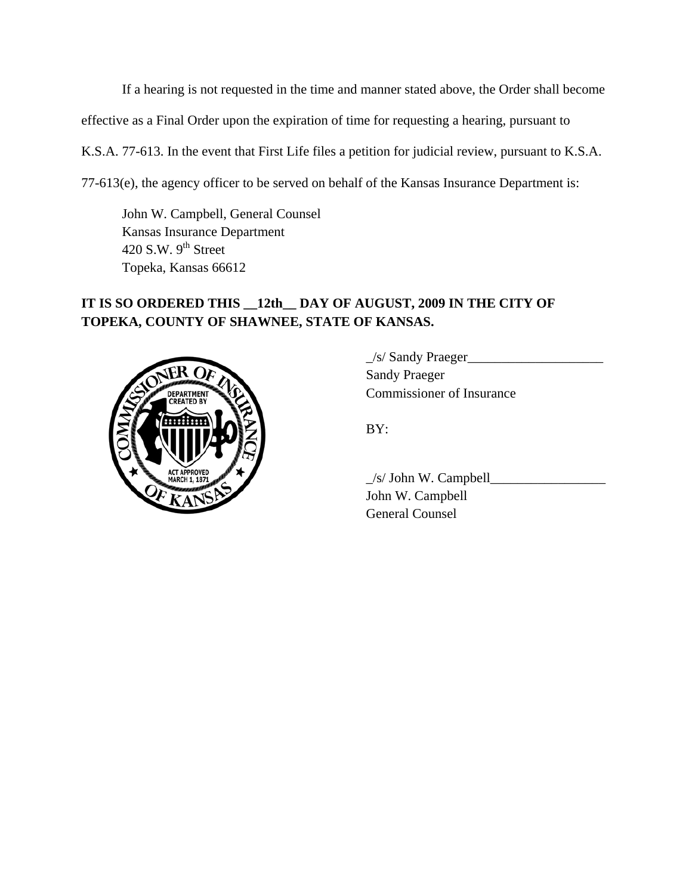If a hearing is not requested in the time and manner stated above, the Order shall become effective as a Final Order upon the expiration of time for requesting a hearing, pursuant to K.S.A. 77-613. In the event that First Life files a petition for judicial review, pursuant to K.S.A. 77-613(e), the agency officer to be served on behalf of the Kansas Insurance Department is:

John W. Campbell, General Counsel
Kansas Insurance Department
420 S.W. 9th Street
Topeka, Kansas 66612

**IT IS SO ORDERED THIS __12th__ DAY OF AUGUST, 2009 IN THE CITY OF TOPEKA, COUNTY OF SHAWNEE, STATE OF KANSAS.**

_/s/ Sandy Praeger____________________
Sandy Praeger
Commissioner of Insurance

BY:

_/s/ John W. Campbell_________________
John W. Campbell
General Counsel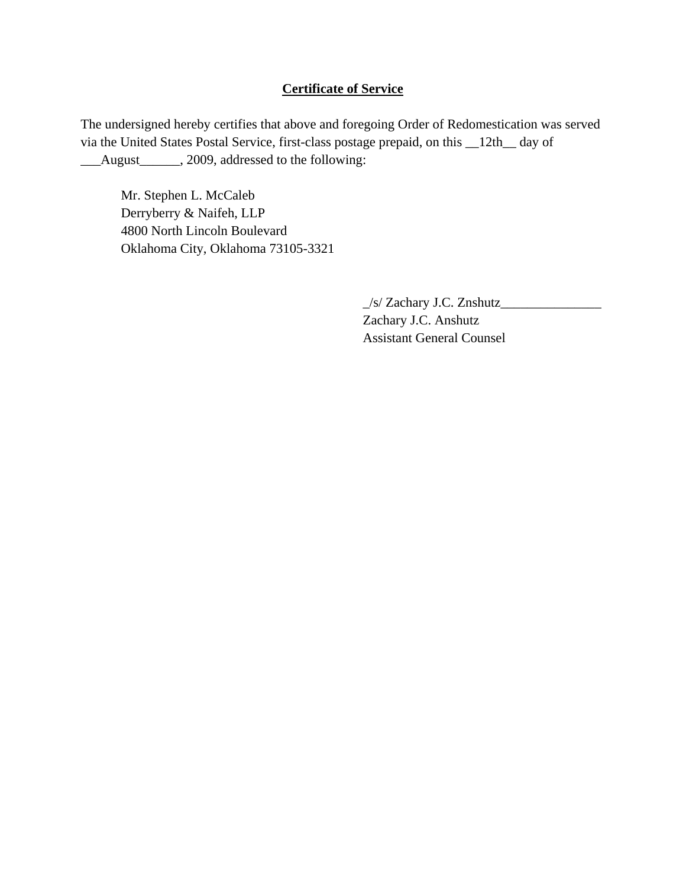**Certificate of Service**

The undersigned hereby certifies that above and foregoing Order of Redomestication was served via the United States Postal Service, first-class postage prepaid, on this __12th__ day of ___August______, 2009, addressed to the following:

Mr. Stephen L. McCaleb  
Derryberry & Naifeh, LLP  
4800 North Lincoln Boulevard  
Oklahoma City, Oklahoma 73105-3321

_/s/ Zachary J.C. Znshutz_______________  
Zachary J.C. Anshutz  
Assistant General Counsel